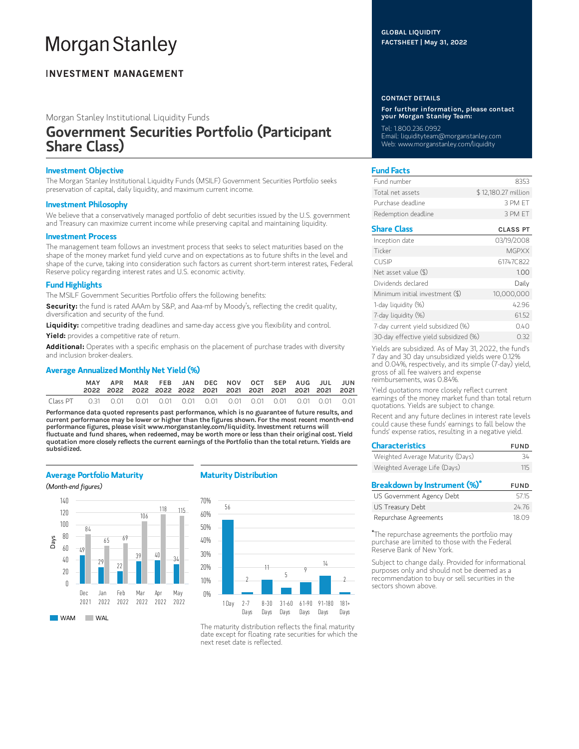# Morgan Stanley

## INVESTMENT MANAGEMENT

GLOBAL LIQUIDITY
FACTSHEET | May 31, 2022

Morgan Stanley Institutional Liquidity Funds

# Government Securities Portfolio (Participant Share Class)

### Investment Objective

The Morgan Stanley Institutional Liquidity Funds (MSILF) Government Securities Portfolio seeks preservation of capital, daily liquidity, and maximum current income.

### Investment Philosophy

We believe that a conservatively managed portfolio of debt securities issued by the U.S. government and Treasury can maximize current income while preserving capital and maintaining liquidity.

### Investment Process

The management team follows an investment process that seeks to select maturities based on the shape of the money market fund yield curve and on expectations as to future shifts in the level and shape of the curve, taking into consideration such factors as current short-term interest rates, Federal Reserve policy regarding interest rates and U.S. economic activity.

### Fund Highlights

The MSILF Government Securities Portfolio offers the following benefits:

**Security:** the fund is rated AAAm by S&P, and Aaa-mf by Moody's, reflecting the credit quality, diversification and security of the fund.

**Liquidity:** competitive trading deadlines and same-day access give you flexibility and control.

**Yield:** provides a competitive rate of return.

**Additional:** Operates with a specific emphasis on the placement of purchase trades with diversity and inclusion broker-dealers.

### Average Annualized Monthly Net Yield (%)

| | MAY 2022 | APR 2022 | MAR 2022 | FEB 2022 | JAN 2022 | DEC 2021 | NOV 2021 | OCT 2021 | SEP 2021 | AUG 2021 | JUL 2021 | JUN 2021 |
|---|---|---|---|---|---|---|---|---|---|---|---|---|
| Class PT | 0.31 | 0.01 | 0.01 | 0.01 | 0.01 | 0.01 | 0.01 | 0.01 | 0.01 | 0.01 | 0.01 | 0.01 |

**Performance data quoted represents past performance, which is no guarantee of future results, and current performance may be lower or higher than the figures shown. For the most recent month-end performance figures, please visit www.morganstanley.com/liquidity. Investment returns will fluctuate and fund shares, when redeemed, may be worth more or less than their original cost. Yield quotation more closely reflects the current earnings of the Portfolio than the total return. Yields are subsidized.**

### Average Portfolio Maturity

*(Month-end figures)*

| Days | Dec 2021 | Jan 2022 | Feb 2022 | Mar 2022 | Apr 2022 | May 2022 |
|---|---|---|---|---|---|---|
| WAM | 49 | 29 | 22 | 39 | 40 | 34 |
| WAL | 84 | 65 | 69 | 106 | 118 | 115 |

### Maturity Distribution

| 1 Day | 2-7 Days | 8-30 Days | 31-60 Days | 61-90 Days | 91-180 Days | 181+ Days |
|---|---|---|---|---|---|---|
| 56 | 2 | 11 | 5 | 9 | 14 | 2 |

The maturity distribution reflects the final maturity date except for floating rate securities for which the next reset date is reflected.

### CONTACT DETAILS

**For further information, please contact your Morgan Stanley Team:**

Tel: 1.800.236.0992
Email: liquidityteam@morganstanley.com
Web: www.morganstanley.com/liquidity

### Fund Facts

| | |
|---|---|
| Fund number | 8353 |
| Total net assets | $ 12,180.27 million |
| Purchase deadline | 3 PM ET |
| Redemption deadline | 3 PM ET |

### Share Class

| | CLASS PT |
|---|---|
| Inception date | 03/19/2008 |
| Ticker | MGPXX |
| CUSIP | 61747C822 |
| Net asset value ($) | 1.00 |
| Dividends declared | Daily |
| Minimum initial investment ($) | 10,000,000 |
| 1-day liquidity (%) | 42.96 |
| 7-day liquidity (%) | 61.52 |
| 7-day current yield subsidized (%) | 0.40 |
| 30-day effective yield subsidized (%) | 0.32 |

Yields are subsidized. As of May 31, 2022, the fund's 7 day and 30 day unsubsidized yields were 0.12% and 0.04%, respectively, and its simple (7-day) yield, gross of all fee waivers and expense reimbursements, was 0.84%.

Yield quotations more closely reflect current earnings of the money market fund than total return quotations. Yields are subject to change.

Recent and any future declines in interest rate levels could cause these funds' earnings to fall below the funds' expense ratios, resulting in a negative yield.

### Characteristics

| | FUND |
|---|---|
| Weighted Average Maturity (Days) | 34 |
| Weighted Average Life (Days) | 115 |

### Breakdown by Instrument (%)*

| | FUND |
|---|---|
| US Government Agency Debt | 57.15 |
| US Treasury Debt | 24.76 |
| Repurchase Agreements | 18.09 |

*The repurchase agreements the portfolio may purchase are limited to those with the Federal Reserve Bank of New York.

Subject to change daily. Provided for informational purposes only and should not be deemed as a recommendation to buy or sell securities in the sectors shown above.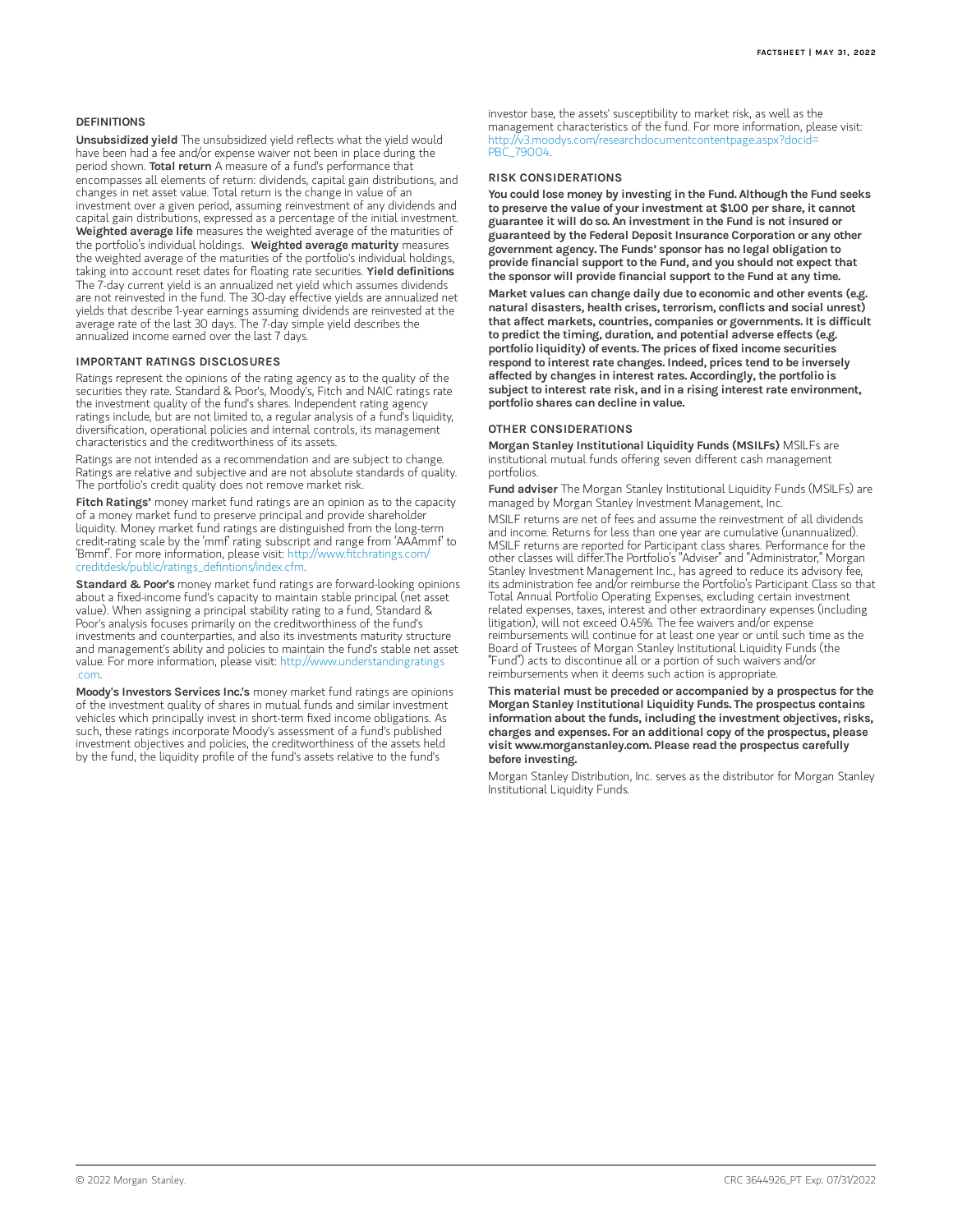## DEFINITIONS

**Unsubsidized yield** The unsubsidized yield reflects what the yield would have been had a fee and/or expense waiver not been in place during the period shown. **Total return** A measure of a fund's performance that encompasses all elements of return: dividends, capital gain distributions, and changes in net asset value. Total return is the change in value of an investment over a given period, assuming reinvestment of any dividends and capital gain distributions, expressed as a percentage of the initial investment. **Weighted average life** measures the weighted average of the maturities of the portfolio's individual holdings. **Weighted average maturity** measures the weighted average of the maturities of the portfolio's individual holdings, taking into account reset dates for floating rate securities. **Yield definitions** The 7-day current yield is an annualized net yield which assumes dividends are not reinvested in the fund. The 30-day effective yields are annualized net yields that describe 1-year earnings assuming dividends are reinvested at the average rate of the last 30 days. The 7-day simple yield describes the annualized income earned over the last 7 days.

## IMPORTANT RATINGS DISCLOSURES

Ratings represent the opinions of the rating agency as to the quality of the securities they rate. Standard & Poor's, Moody's, Fitch and NAIC ratings rate the investment quality of the fund's shares. Independent rating agency ratings include, but are not limited to, a regular analysis of a fund's liquidity, diversification, operational policies and internal controls, its management characteristics and the creditworthiness of its assets.

Ratings are not intended as a recommendation and are subject to change. Ratings are relative and subjective and are not absolute standards of quality. The portfolio's credit quality does not remove market risk.

**Fitch Ratings'** money market fund ratings are an opinion as to the capacity of a money market fund to preserve principal and provide shareholder liquidity. Money market fund ratings are distinguished from the long-term credit-rating scale by the 'mmf' rating subscript and range from 'AAAmmf' to 'Bmmf'. For more information, please visit: http://www.fitchratings.com/creditdesk/public/ratings_defintions/index.cfm.

**Standard & Poor's** money market fund ratings are forward-looking opinions about a fixed-income fund's capacity to maintain stable principal (net asset value). When assigning a principal stability rating to a fund, Standard & Poor's analysis focuses primarily on the creditworthiness of the fund's investments and counterparties, and also its investments maturity structure and management's ability and policies to maintain the fund's stable net asset value. For more information, please visit: http://www.understandingratings.com.

**Moody's Investors Services Inc.'s** money market fund ratings are opinions of the investment quality of shares in mutual funds and similar investment vehicles which principally invest in short-term fixed income obligations. As such, these ratings incorporate Moody's assessment of a fund's published investment objectives and policies, the creditworthiness of the assets held by the fund, the liquidity profile of the fund's assets relative to the fund's investor base, the assets' susceptibility to market risk, as well as the management characteristics of the fund. For more information, please visit: http://v3.moodys.com/researchdocumentcontentpage.aspx?docid=PBC_79004.

## RISK CONSIDERATIONS

**You could lose money by investing in the Fund. Although the Fund seeks to preserve the value of your investment at $1.00 per share, it cannot guarantee it will do so. An investment in the Fund is not insured or guaranteed by the Federal Deposit Insurance Corporation or any other government agency. The Funds' sponsor has no legal obligation to provide financial support to the Fund, and you should not expect that the sponsor will provide financial support to the Fund at any time.**

**Market values can change daily due to economic and other events (e.g. natural disasters, health crises, terrorism, conflicts and social unrest) that affect markets, countries, companies or governments. It is difficult to predict the timing, duration, and potential adverse effects (e.g. portfolio liquidity) of events. The prices of fixed income securities respond to interest rate changes. Indeed, prices tend to be inversely affected by changes in interest rates. Accordingly, the portfolio is subject to interest rate risk, and in a rising interest rate environment, portfolio shares can decline in value.**

## OTHER CONSIDERATIONS

**Morgan Stanley Institutional Liquidity Funds (MSILFs)** MSILFs are institutional mutual funds offering seven different cash management portfolios.

**Fund adviser** The Morgan Stanley Institutional Liquidity Funds (MSILFs) are managed by Morgan Stanley Investment Management, Inc.

MSILF returns are net of fees and assume the reinvestment of all dividends and income. Returns for less than one year are cumulative (unannualized). MSILF returns are reported for Participant class shares. Performance for the other classes will differ.The Portfolio's "Adviser" and "Administrator," Morgan Stanley Investment Management Inc., has agreed to reduce its advisory fee, its administration fee and/or reimburse the Portfolio's Participant Class so that Total Annual Portfolio Operating Expenses, excluding certain investment related expenses, taxes, interest and other extraordinary expenses (including litigation), will not exceed 0.45%. The fee waivers and/or expense reimbursements will continue for at least one year or until such time as the Board of Trustees of Morgan Stanley Institutional Liquidity Funds (the "Fund") acts to discontinue all or a portion of such waivers and/or reimbursements when it deems such action is appropriate.

**This material must be preceded or accompanied by a prospectus for the Morgan Stanley Institutional Liquidity Funds. The prospectus contains information about the funds, including the investment objectives, risks, charges and expenses. For an additional copy of the prospectus, please visit www.morganstanley.com. Please read the prospectus carefully before investing.**

Morgan Stanley Distribution, Inc. serves as the distributor for Morgan Stanley Institutional Liquidity Funds.

© 2022 Morgan Stanley.

CRC 3644926_PT Exp: 07/31/2022